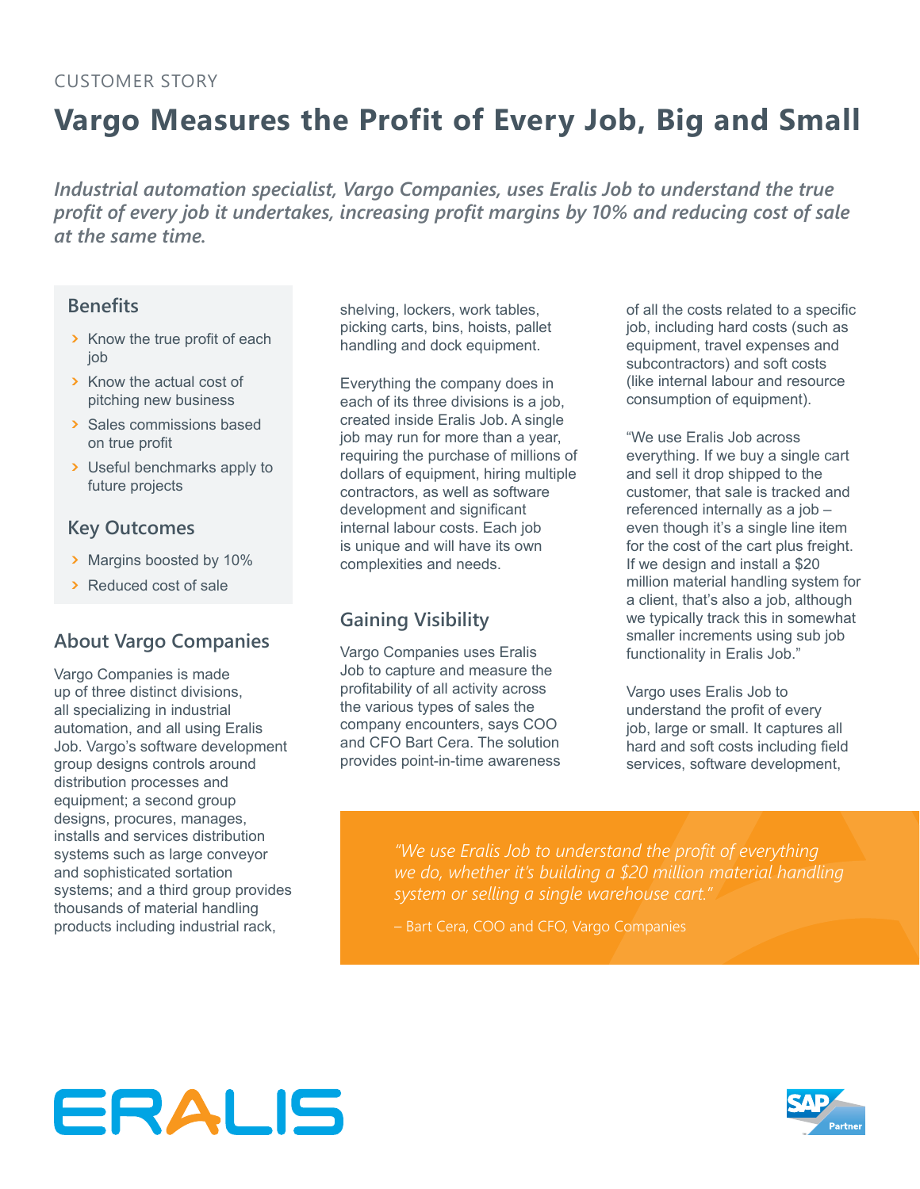CUSTOMER STORY

# Vargo Measures the Profit of Every Job, Big and Small

*Industrial automation specialist, Vargo Companies, uses Eralis Job to understand the true profit of every job it undertakes, increasing profit margins by 10% and reducing cost of sale at the same time.*

### Benefits

- Know the true profit of each job
- Know the actual cost of pitching new business
- Sales commissions based on true profit
- Useful benchmarks apply to future projects

### Key Outcomes

- Margins boosted by 10%
- Reduced cost of sale

## About Vargo Companies

Vargo Companies is made up of three distinct divisions, all specializing in industrial automation, and all using Eralis Job. Vargo's software development group designs controls around distribution processes and equipment; a second group designs, procures, manages, installs and services distribution systems such as large conveyor and sophisticated sortation systems; and a third group provides thousands of material handling products including industrial rack, shelving, lockers, work tables, picking carts, bins, hoists, pallet handling and dock equipment.

Everything the company does in each of its three divisions is a job, created inside Eralis Job. A single job may run for more than a year, requiring the purchase of millions of dollars of equipment, hiring multiple contractors, as well as software development and significant internal labour costs. Each job is unique and will have its own complexities and needs.

## Gaining Visibility

Vargo Companies uses Eralis Job to capture and measure the profitability of all activity across the various types of sales the company encounters, says COO and CFO Bart Cera. The solution provides point-in-time awareness of all the costs related to a specific job, including hard costs (such as equipment, travel expenses and subcontractors) and soft costs (like internal labour and resource consumption of equipment).

"We use Eralis Job across everything. If we buy a single cart and sell it drop shipped to the customer, that sale is tracked and referenced internally as a job – even though it's a single line item for the cost of the cart plus freight. If we design and install a $20 million material handling system for a client, that's also a job, although we typically track this in somewhat smaller increments using sub job functionality in Eralis Job."

Vargo uses Eralis Job to understand the profit of every job, large or small. It captures all hard and soft costs including field services, software development,

> *"We use Eralis Job to understand the profit of everything we do, whether it's building a $20 million material handling system or selling a single warehouse cart."*
>
> – Bart Cera, COO and CFO, Vargo Companies

ERALIS

SAP Partner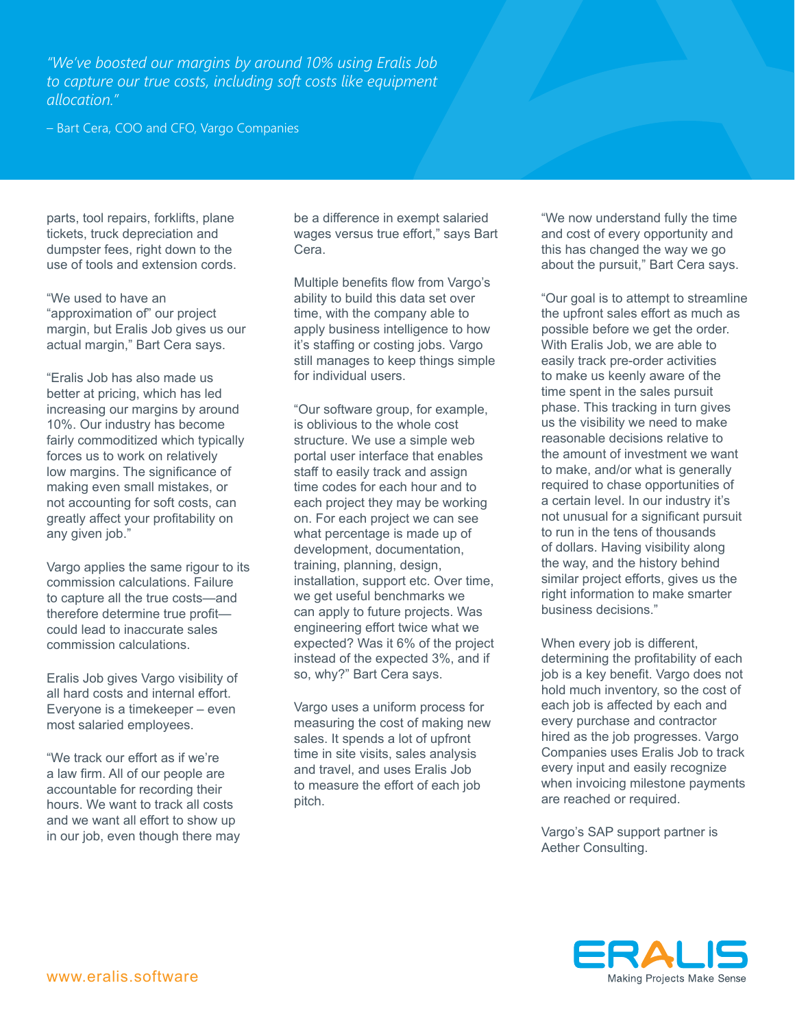*"We've boosted our margins by around 10% using Eralis Job to capture our true costs, including soft costs like equipment allocation."*

– Bart Cera, COO and CFO, Vargo Companies

parts, tool repairs, forklifts, plane tickets, truck depreciation and dumpster fees, right down to the use of tools and extension cords.

"We used to have an "approximation of" our project margin, but Eralis Job gives us our actual margin," Bart Cera says.

"Eralis Job has also made us better at pricing, which has led increasing our margins by around 10%. Our industry has become fairly commoditized which typically forces us to work on relatively low margins. The significance of making even small mistakes, or not accounting for soft costs, can greatly affect your profitability on any given job."

Vargo applies the same rigour to its commission calculations. Failure to capture all the true costs—and therefore determine true profit—could lead to inaccurate sales commission calculations.

Eralis Job gives Vargo visibility of all hard costs and internal effort. Everyone is a timekeeper – even most salaried employees.

"We track our effort as if we're a law firm. All of our people are accountable for recording their hours. We want to track all costs and we want all effort to show up in our job, even though there may be a difference in exempt salaried wages versus true effort," says Bart Cera.

Multiple benefits flow from Vargo's ability to build this data set over time, with the company able to apply business intelligence to how it's staffing or costing jobs. Vargo still manages to keep things simple for individual users.

"Our software group, for example, is oblivious to the whole cost structure. We use a simple web portal user interface that enables staff to easily track and assign time codes for each hour and to each project they may be working on. For each project we can see what percentage is made up of development, documentation, training, planning, design, installation, support etc. Over time, we get useful benchmarks we can apply to future projects. Was engineering effort twice what we expected? Was it 6% of the project instead of the expected 3%, and if so, why?" Bart Cera says.

Vargo uses a uniform process for measuring the cost of making new sales. It spends a lot of upfront time in site visits, sales analysis and travel, and uses Eralis Job to measure the effort of each job pitch.

"We now understand fully the time and cost of every opportunity and this has changed the way we go about the pursuit," Bart Cera says.

"Our goal is to attempt to streamline the upfront sales effort as much as possible before we get the order. With Eralis Job, we are able to easily track pre-order activities to make us keenly aware of the time spent in the sales pursuit phase. This tracking in turn gives us the visibility we need to make reasonable decisions relative to the amount of investment we want to make, and/or what is generally required to chase opportunities of a certain level. In our industry it's not unusual for a significant pursuit to run in the tens of thousands of dollars. Having visibility along the way, and the history behind similar project efforts, gives us the right information to make smarter business decisions."

When every job is different, determining the profitability of each job is a key benefit. Vargo does not hold much inventory, so the cost of each job is affected by each and every purchase and contractor hired as the job progresses. Vargo Companies uses Eralis Job to track every input and easily recognize when invoicing milestone payments are reached or required.

Vargo's SAP support partner is Aether Consulting.

www.eralis.software

ERALIS
Making Projects Make Sense